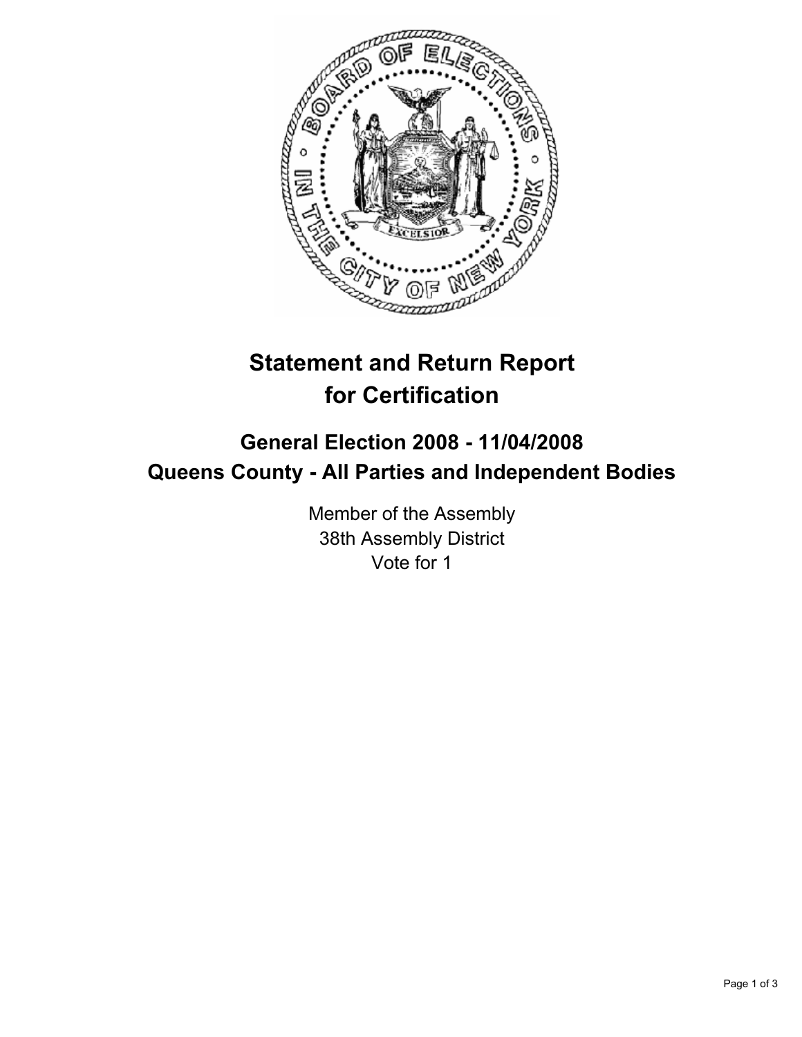# Statement and Return Report for Certification

## General Election 2008 - 11/04/2008
## Queens County - All Parties and Independent Bodies

Member of the Assembly
38th Assembly District
Vote for 1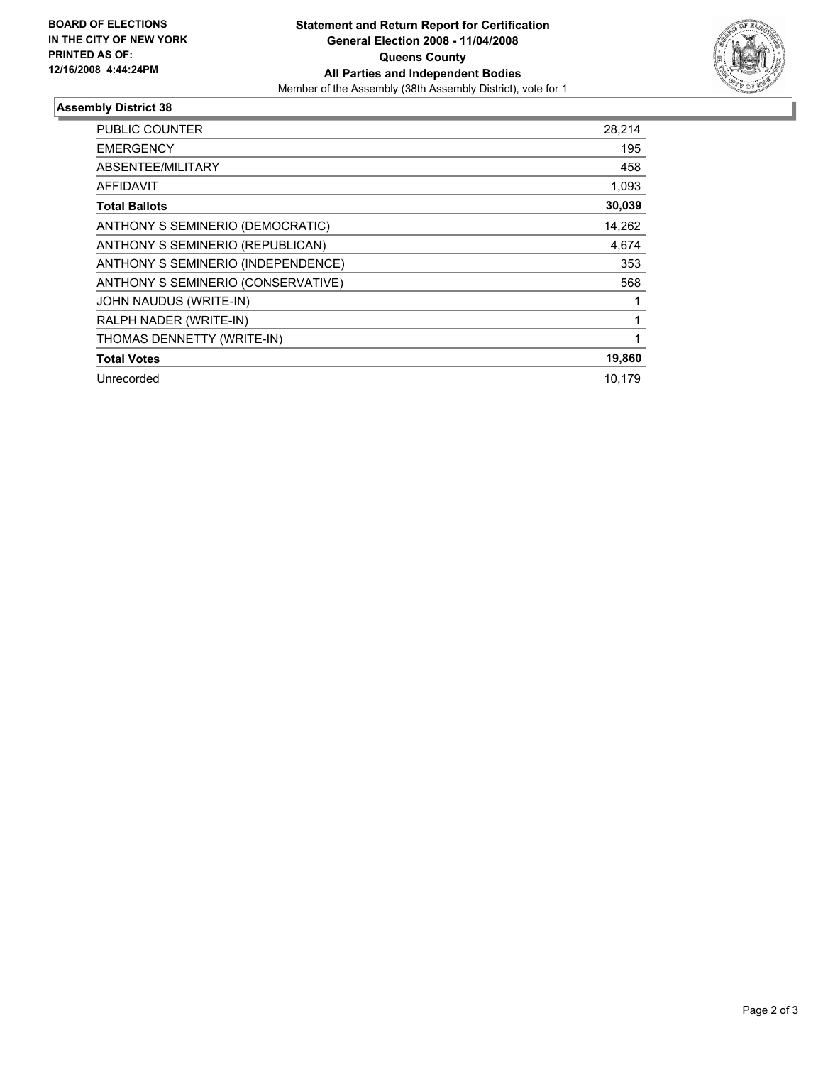**BOARD OF ELECTIONS IN THE CITY OF NEW YORK PRINTED AS OF: 12/16/2008 4:44:24PM**

**Statement and Return Report for Certification**
**General Election 2008 - 11/04/2008**
**Queens County**
**All Parties and Independent Bodies**
Member of the Assembly (38th Assembly District), vote for 1

## Assembly District 38

| | |
|---|---|
| PUBLIC COUNTER | 28,214 |
| EMERGENCY | 195 |
| ABSENTEE/MILITARY | 458 |
| AFFIDAVIT | 1,093 |
| **Total Ballots** | **30,039** |
| ANTHONY S SEMINERIO (DEMOCRATIC) | 14,262 |
| ANTHONY S SEMINERIO (REPUBLICAN) | 4,674 |
| ANTHONY S SEMINERIO (INDEPENDENCE) | 353 |
| ANTHONY S SEMINERIO (CONSERVATIVE) | 568 |
| JOHN NAUDUS (WRITE-IN) | 1 |
| RALPH NADER (WRITE-IN) | 1 |
| THOMAS DENNETTY (WRITE-IN) | 1 |
| **Total Votes** | **19,860** |
| Unrecorded | 10,179 |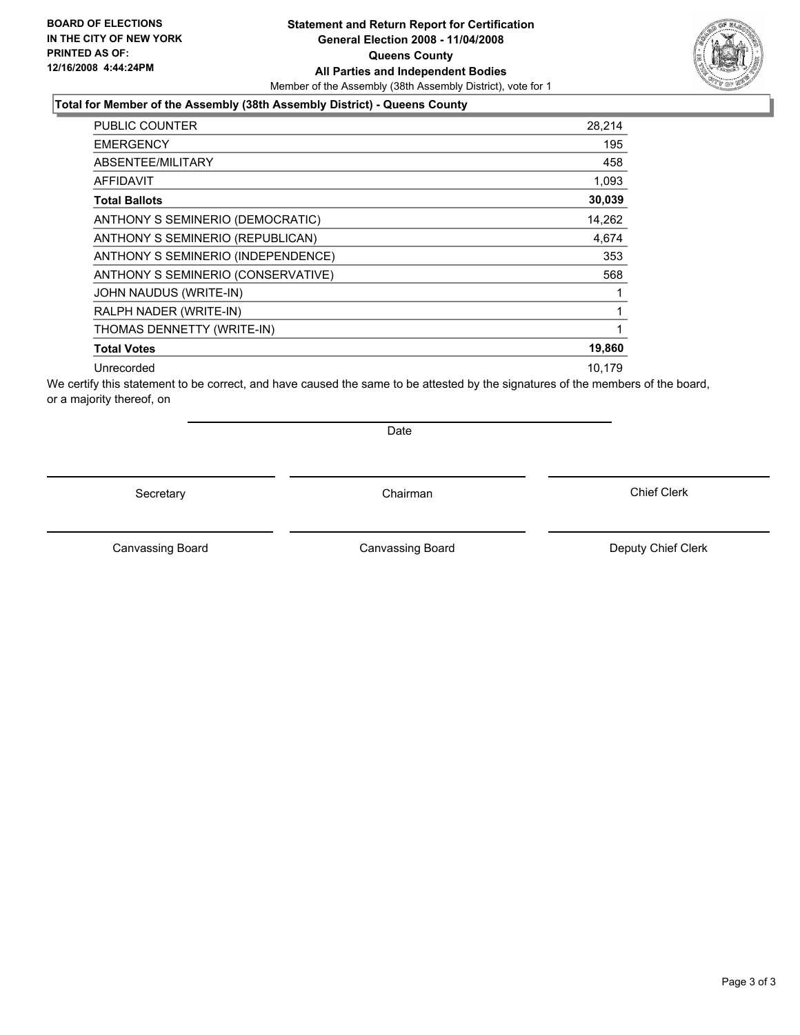**BOARD OF ELECTIONS IN THE CITY OF NEW YORK PRINTED AS OF: 12/16/2008 4:44:24PM**

**Statement and Return Report for Certification**
**General Election 2008 - 11/04/2008**
**Queens County**
**All Parties and Independent Bodies**
Member of the Assembly (38th Assembly District), vote for 1

**Total for Member of the Assembly (38th Assembly District) - Queens County**

| | |
|---|---|
| PUBLIC COUNTER | 28,214 |
| EMERGENCY | 195 |
| ABSENTEE/MILITARY | 458 |
| AFFIDAVIT | 1,093 |
| **Total Ballots** | **30,039** |
| ANTHONY S SEMINERIO (DEMOCRATIC) | 14,262 |
| ANTHONY S SEMINERIO (REPUBLICAN) | 4,674 |
| ANTHONY S SEMINERIO (INDEPENDENCE) | 353 |
| ANTHONY S SEMINERIO (CONSERVATIVE) | 568 |
| JOHN NAUDUS (WRITE-IN) | 1 |
| RALPH NADER (WRITE-IN) | 1 |
| THOMAS DENNETTY (WRITE-IN) | 1 |
| **Total Votes** | **19,860** |
| Unrecorded | 10,179 |

We certify this statement to be correct, and have caused the same to be attested by the signatures of the members of the board, or a majority thereof, on

Date

Secretary | Chairman | Chief Clerk

Canvassing Board | Canvassing Board | Deputy Chief Clerk